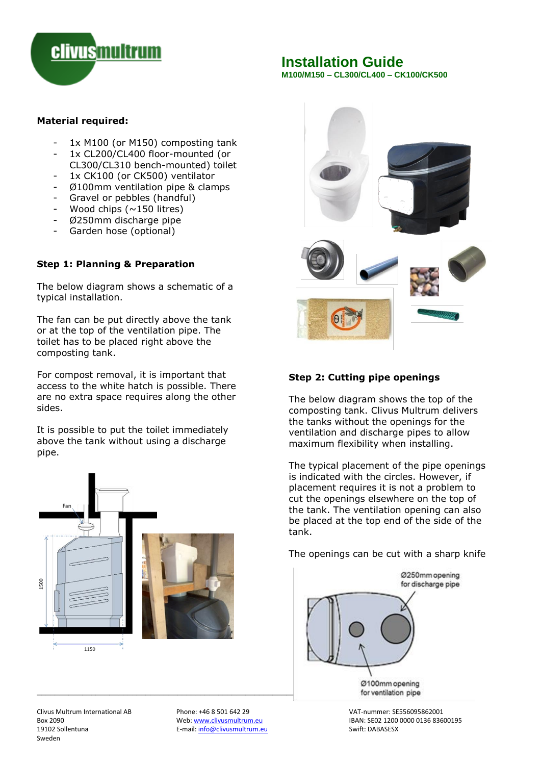# Installation Guide

**M100/M150 – CL300/CL400 – CK100/CK500**

**Material required:**

- 1x M100 (or M150) composting tank
- 1x CL200/CL400 floor-mounted (or CL300/CL310 bench-mounted) toilet
- 1x CK100 (or CK500) ventilator
- Ø100mm ventilation pipe & clamps
- Gravel or pebbles (handful)
- Wood chips (~150 litres)
- Ø250mm discharge pipe
- Garden hose (optional)

## Step 1: Planning & Preparation

The below diagram shows a schematic of a typical installation.

The fan can be put directly above the tank or at the top of the ventilation pipe. The toilet has to be placed right above the composting tank.

For compost removal, it is important that access to the white hatch is possible. There are no extra space requires along the other sides.

It is possible to put the toilet immediately above the tank without using a discharge pipe.

Fan

1500

1150

## Step 2: Cutting pipe openings

The below diagram shows the top of the composting tank. Clivus Multrum delivers the tanks without the openings for the ventilation and discharge pipes to allow maximum flexibility when installing.

The typical placement of the pipe openings is indicated with the circles. However, if placement requires it is not a problem to cut the openings elsewhere on the top of the tank. The ventilation opening can also be placed at the top end of the side of the tank.

The openings can be cut with a sharp knife

Ø250mm opening for discharge pipe

Ø100mm opening for ventilation pipe

Clivus Multrum International AB
Box 2090
19102 Sollentuna
Sweden

Phone: +46 8 501 642 29
Web: www.clivusmultrum.eu
E-mail: info@clivusmultrum.eu

VAT-nummer: SE556095862001
IBAN: SE02 1200 0000 0136 83600195
Swift: DABASESX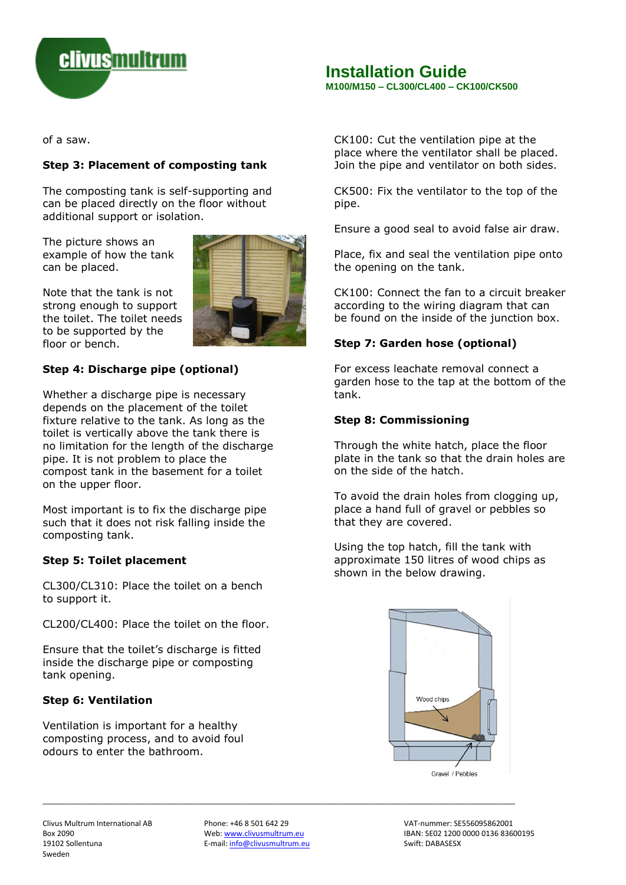of a saw.

**Step 3: Placement of composting tank**

The composting tank is self-supporting and can be placed directly on the floor without additional support or isolation.

The picture shows an example of how the tank can be placed.

Note that the tank is not strong enough to support the toilet. The toilet needs to be supported by the floor or bench.

**Step 4: Discharge pipe (optional)**

Whether a discharge pipe is necessary depends on the placement of the toilet fixture relative to the tank. As long as the toilet is vertically above the tank there is no limitation for the length of the discharge pipe. It is not problem to place the compost tank in the basement for a toilet on the upper floor.

Most important is to fix the discharge pipe such that it does not risk falling inside the composting tank.

**Step 5: Toilet placement**

CL300/CL310: Place the toilet on a bench to support it.

CL200/CL400: Place the toilet on the floor.

Ensure that the toilet's discharge is fitted inside the discharge pipe or composting tank opening.

**Step 6: Ventilation**

Ventilation is important for a healthy composting process, and to avoid foul odours to enter the bathroom.

CK100: Cut the ventilation pipe at the place where the ventilator shall be placed. Join the pipe and ventilator on both sides.

CK500: Fix the ventilator to the top of the pipe.

Ensure a good seal to avoid false air draw.

Place, fix and seal the ventilation pipe onto the opening on the tank.

CK100: Connect the fan to a circuit breaker according to the wiring diagram that can be found on the inside of the junction box.

**Step 7: Garden hose (optional)**

For excess leachate removal connect a garden hose to the tap at the bottom of the tank.

**Step 8: Commissioning**

Through the white hatch, place the floor plate in the tank so that the drain holes are on the side of the hatch.

To avoid the drain holes from clogging up, place a hand full of gravel or pebbles so that they are covered.

Using the top hatch, fill the tank with approximate 150 litres of wood chips as shown in the below drawing.

Wood chips

Gravel / Pebbles

Clivus Multrum International AB
Box 2090
19102 Sollentuna
Sweden

Phone: +46 8 501 642 29
Web: www.clivusmultrum.eu
E-mail: info@clivusmultrum.eu

VAT-nummer: SE556095862001
IBAN: SE02 1200 0000 0136 83600195
Swift: DABASESX